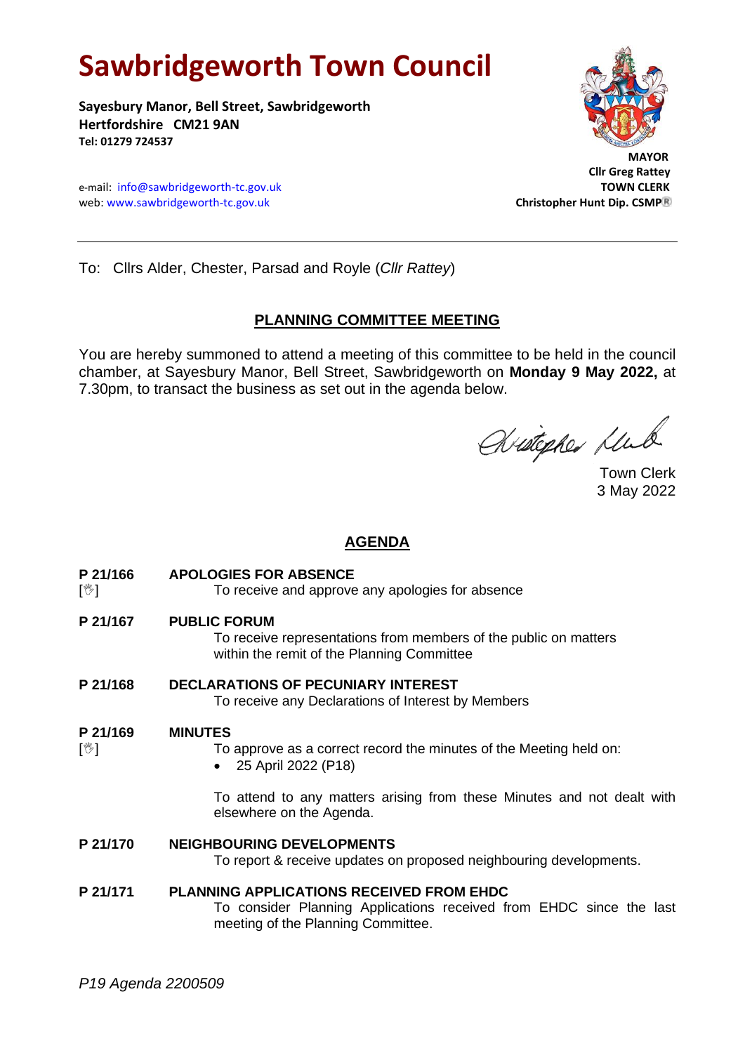# Sawbridgeworth Town Council

**Sayesbury Manor, Bell Street, Sawbridgeworth**
**Hertfordshire CM21 9AN**
**Tel: 01279 724537**

e-mail: info@sawbridgeworth-tc.gov.uk
web: www.sawbridgeworth-tc.gov.uk

**MAYOR**
**Cllr Greg Rattey**
**TOWN CLERK**
**Christopher Hunt Dip. CSMP®**

---

To: Cllrs Alder, Chester, Parsad and Royle (*Cllr Rattey*)

## PLANNING COMMITTEE MEETING

You are hereby summoned to attend a meeting of this committee to be held in the council chamber, at Sayesbury Manor, Bell Street, Sawbridgeworth on **Monday 9 May 2022,** at 7.30pm, to transact the business as set out in the agenda below.

Town Clerk
3 May 2022

## AGENDA

**P 21/166** [✋] **APOLOGIES FOR ABSENCE**
To receive and approve any apologies for absence

**P 21/167** **PUBLIC FORUM**
To receive representations from members of the public on matters within the remit of the Planning Committee

**P 21/168** **DECLARATIONS OF PECUNIARY INTEREST**
To receive any Declarations of Interest by Members

**P 21/169** [✋] **MINUTES**
To approve as a correct record the minutes of the Meeting held on:

- 25 April 2022 (P18)

To attend to any matters arising from these Minutes and not dealt with elsewhere on the Agenda.

**P 21/170** **NEIGHBOURING DEVELOPMENTS**
To report & receive updates on proposed neighbouring developments.

**P 21/171** **PLANNING APPLICATIONS RECEIVED FROM EHDC**
To consider Planning Applications received from EHDC since the last meeting of the Planning Committee.

*P19 Agenda 2200509*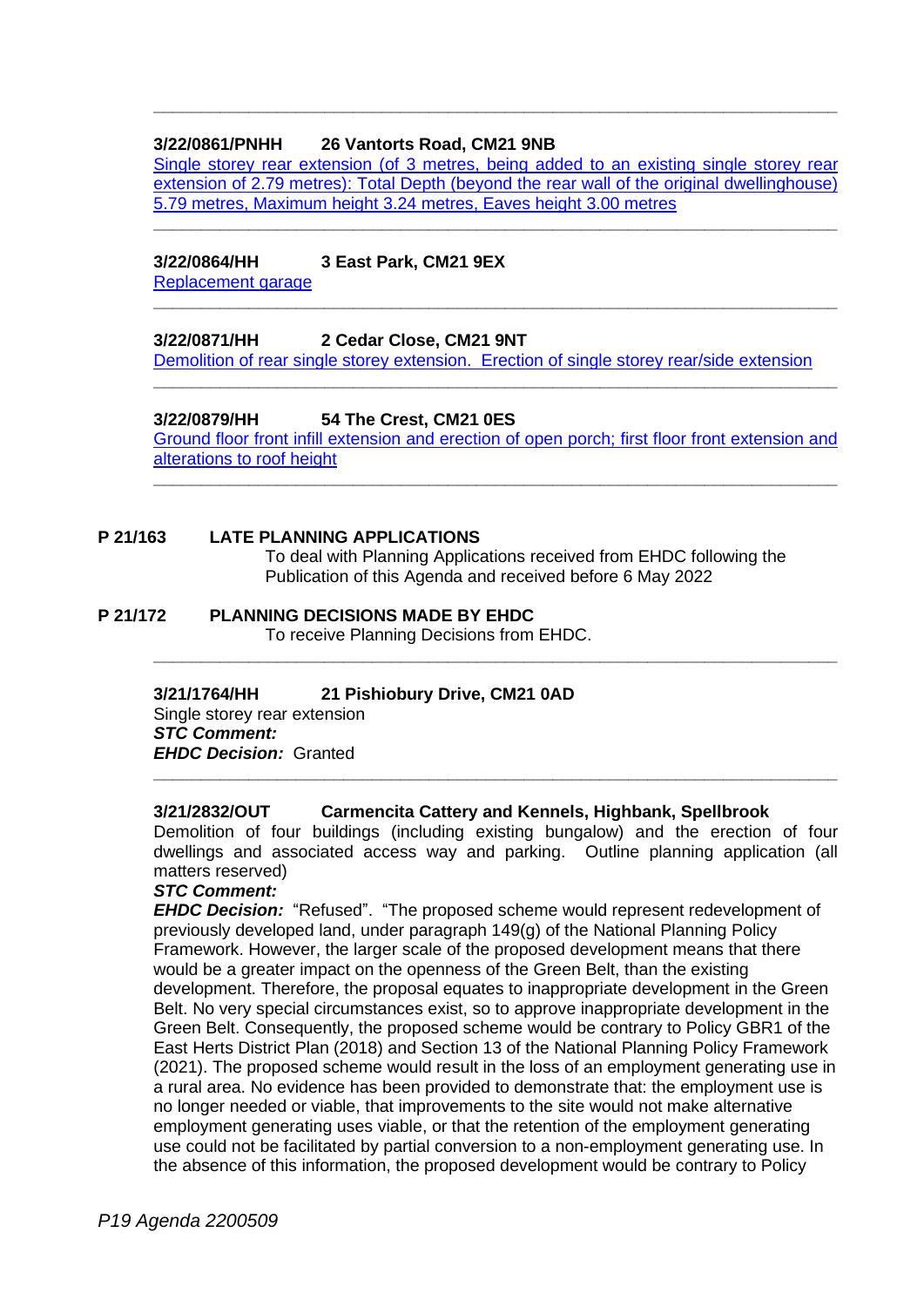---

**3/22/0861/PNHH 26 Vantorts Road, CM21 9NB**

Single storey rear extension (of 3 metres, being added to an existing single storey rear extension of 2.79 metres): Total Depth (beyond the rear wall of the original dwellinghouse) 5.79 metres, Maximum height 3.24 metres, Eaves height 3.00 metres

---

**3/22/0864/HH 3 East Park, CM21 9EX**

Replacement garage

---

**3/22/0871/HH 2 Cedar Close, CM21 9NT**

Demolition of rear single storey extension. Erection of single storey rear/side extension

---

**3/22/0879/HH 54 The Crest, CM21 0ES**

Ground floor front infill extension and erection of open porch; first floor front extension and alterations to roof height

---

**P 21/163 LATE PLANNING APPLICATIONS**

To deal with Planning Applications received from EHDC following the Publication of this Agenda and received before 6 May 2022

**P 21/172 PLANNING DECISIONS MADE BY EHDC**

To receive Planning Decisions from EHDC.

---

**3/21/1764/HH 21 Pishiobury Drive, CM21 0AD**

Single storey rear extension

***STC Comment:***

***EHDC Decision:*** Granted

---

**3/21/2832/OUT Carmencita Cattery and Kennels, Highbank, Spellbrook**

Demolition of four buildings (including existing bungalow) and the erection of four dwellings and associated access way and parking. Outline planning application (all matters reserved)

***STC Comment:***

***EHDC Decision:*** "Refused". "The proposed scheme would represent redevelopment of previously developed land, under paragraph 149(g) of the National Planning Policy Framework. However, the larger scale of the proposed development means that there would be a greater impact on the openness of the Green Belt, than the existing development. Therefore, the proposal equates to inappropriate development in the Green Belt. No very special circumstances exist, so to approve inappropriate development in the Green Belt. Consequently, the proposed scheme would be contrary to Policy GBR1 of the East Herts District Plan (2018) and Section 13 of the National Planning Policy Framework (2021). The proposed scheme would result in the loss of an employment generating use in a rural area. No evidence has been provided to demonstrate that: the employment use is no longer needed or viable, that improvements to the site would not make alternative employment generating uses viable, or that the retention of the employment generating use could not be facilitated by partial conversion to a non-employment generating use. In the absence of this information, the proposed development would be contrary to Policy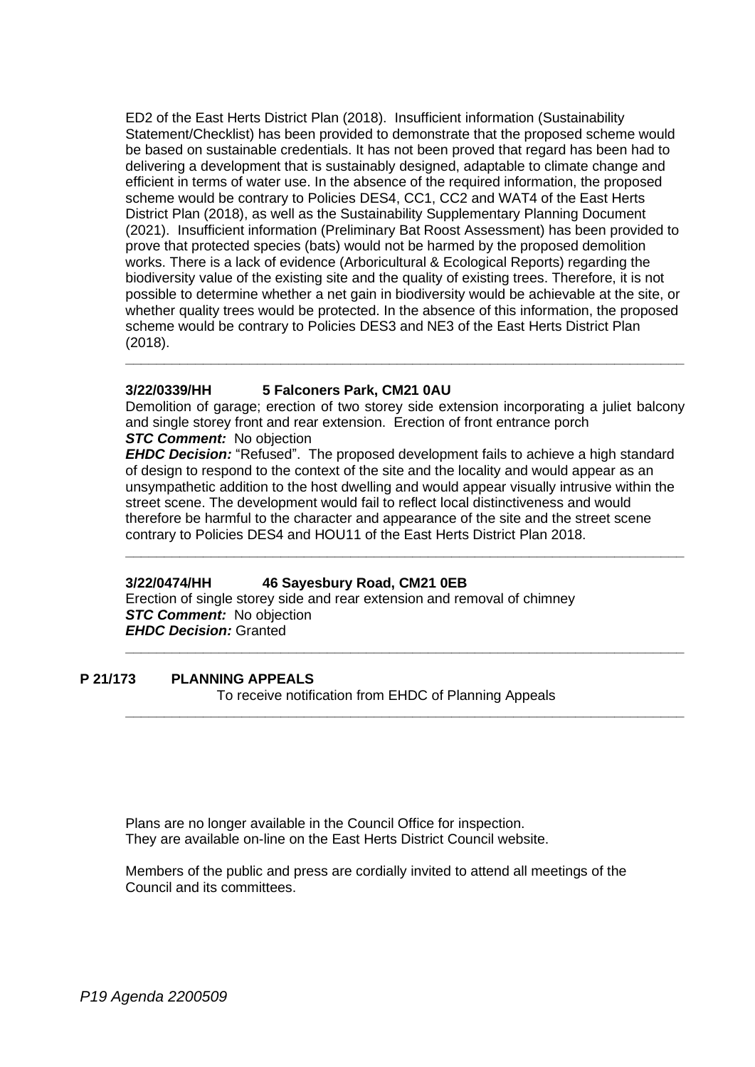ED2 of the East Herts District Plan (2018). Insufficient information (Sustainability Statement/Checklist) has been provided to demonstrate that the proposed scheme would be based on sustainable credentials. It has not been proved that regard has been had to delivering a development that is sustainably designed, adaptable to climate change and efficient in terms of water use. In the absence of the required information, the proposed scheme would be contrary to Policies DES4, CC1, CC2 and WAT4 of the East Herts District Plan (2018), as well as the Sustainability Supplementary Planning Document (2021). Insufficient information (Preliminary Bat Roost Assessment) has been provided to prove that protected species (bats) would not be harmed by the proposed demolition works. There is a lack of evidence (Arboricultural & Ecological Reports) regarding the biodiversity value of the existing site and the quality of existing trees. Therefore, it is not possible to determine whether a net gain in biodiversity would be achievable at the site, or whether quality trees would be protected. In the absence of this information, the proposed scheme would be contrary to Policies DES3 and NE3 of the East Herts District Plan (2018).

---

**3/22/0339/HH 5 Falconers Park, CM21 0AU**

Demolition of garage; erection of two storey side extension incorporating a juliet balcony and single storey front and rear extension. Erection of front entrance porch

***STC Comment:*** No objection

***EHDC Decision:*** "Refused". The proposed development fails to achieve a high standard of design to respond to the context of the site and the locality and would appear as an unsympathetic addition to the host dwelling and would appear visually intrusive within the street scene. The development would fail to reflect local distinctiveness and would therefore be harmful to the character and appearance of the site and the street scene contrary to Policies DES4 and HOU11 of the East Herts District Plan 2018.

---

**3/22/0474/HH 46 Sayesbury Road, CM21 0EB**

Erection of single storey side and rear extension and removal of chimney

***STC Comment:*** No objection

***EHDC Decision:*** Granted

---

## P 21/173 PLANNING APPEALS

To receive notification from EHDC of Planning Appeals

---

Plans are no longer available in the Council Office for inspection.
They are available on-line on the East Herts District Council website.

Members of the public and press are cordially invited to attend all meetings of the Council and its committees.

*P19 Agenda 2200509*